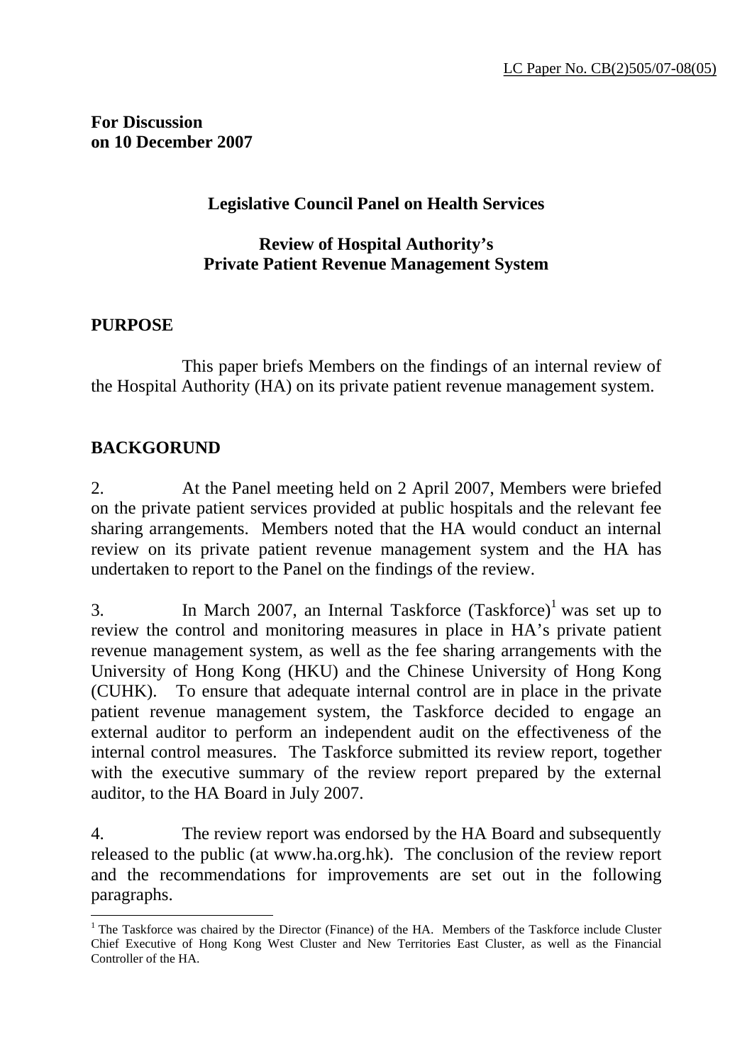LC Paper No. CB(2)505/07-08(05)

**For Discussion**
**on 10 December 2007**

**Legislative Council Panel on Health Services**

**Review of Hospital Authority's**
**Private Patient Revenue Management System**

## PURPOSE

This paper briefs Members on the findings of an internal review of the Hospital Authority (HA) on its private patient revenue management system.

## BACKGORUND

2. At the Panel meeting held on 2 April 2007, Members were briefed on the private patient services provided at public hospitals and the relevant fee sharing arrangements. Members noted that the HA would conduct an internal review on its private patient revenue management system and the HA has undertaken to report to the Panel on the findings of the review.

3. In March 2007, an Internal Taskforce (Taskforce)[1] was set up to review the control and monitoring measures in place in HA's private patient revenue management system, as well as the fee sharing arrangements with the University of Hong Kong (HKU) and the Chinese University of Hong Kong (CUHK). To ensure that adequate internal control are in place in the private patient revenue management system, the Taskforce decided to engage an external auditor to perform an independent audit on the effectiveness of the internal control measures. The Taskforce submitted its review report, together with the executive summary of the review report prepared by the external auditor, to the HA Board in July 2007.

4. The review report was endorsed by the HA Board and subsequently released to the public (at www.ha.org.hk). The conclusion of the review report and the recommendations for improvements are set out in the following paragraphs.

[1] The Taskforce was chaired by the Director (Finance) of the HA. Members of the Taskforce include Cluster Chief Executive of Hong Kong West Cluster and New Territories East Cluster, as well as the Financial Controller of the HA.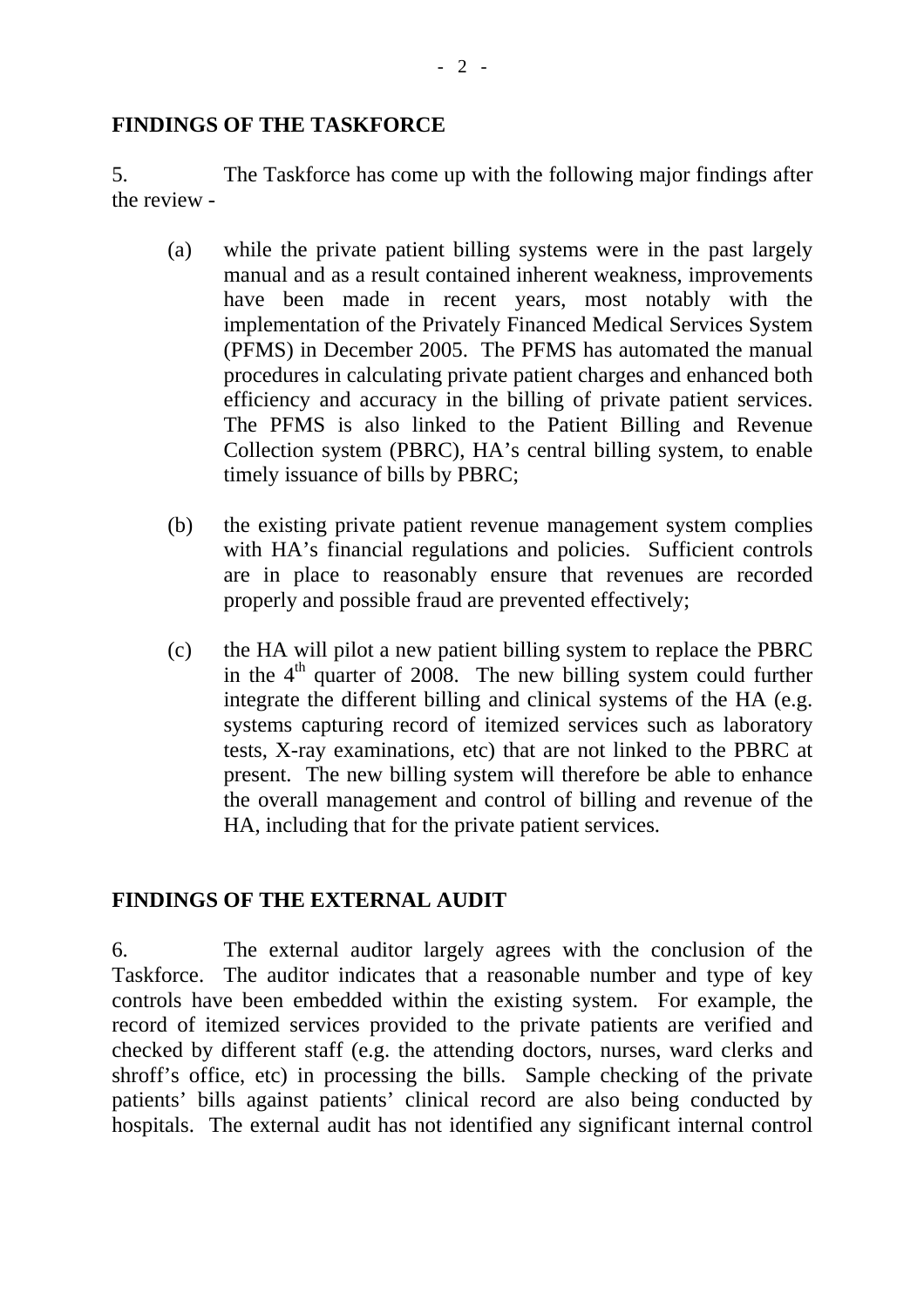## FINDINGS OF THE TASKFORCE

5. The Taskforce has come up with the following major findings after the review -

(a) while the private patient billing systems were in the past largely manual and as a result contained inherent weakness, improvements have been made in recent years, most notably with the implementation of the Privately Financed Medical Services System (PFMS) in December 2005. The PFMS has automated the manual procedures in calculating private patient charges and enhanced both efficiency and accuracy in the billing of private patient services. The PFMS is also linked to the Patient Billing and Revenue Collection system (PBRC), HA's central billing system, to enable timely issuance of bills by PBRC;

(b) the existing private patient revenue management system complies with HA's financial regulations and policies. Sufficient controls are in place to reasonably ensure that revenues are recorded properly and possible fraud are prevented effectively;

(c) the HA will pilot a new patient billing system to replace the PBRC in the 4th quarter of 2008. The new billing system could further integrate the different billing and clinical systems of the HA (e.g. systems capturing record of itemized services such as laboratory tests, X-ray examinations, etc) that are not linked to the PBRC at present. The new billing system will therefore be able to enhance the overall management and control of billing and revenue of the HA, including that for the private patient services.

## FINDINGS OF THE EXTERNAL AUDIT

6. The external auditor largely agrees with the conclusion of the Taskforce. The auditor indicates that a reasonable number and type of key controls have been embedded within the existing system. For example, the record of itemized services provided to the private patients are verified and checked by different staff (e.g. the attending doctors, nurses, ward clerks and shroff's office, etc) in processing the bills. Sample checking of the private patients' bills against patients' clinical record are also being conducted by hospitals. The external audit has not identified any significant internal control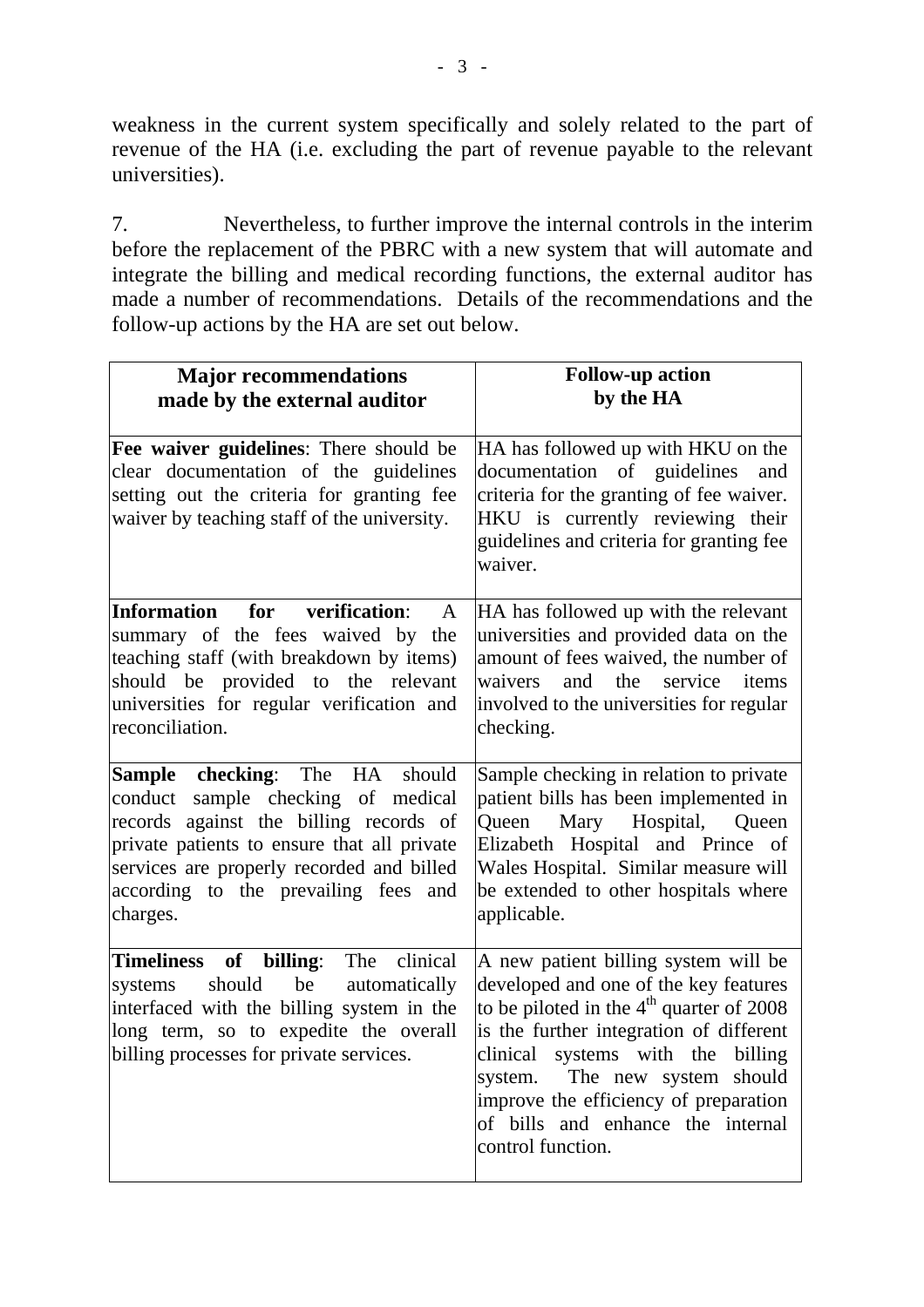weakness in the current system specifically and solely related to the part of revenue of the HA (i.e. excluding the part of revenue payable to the relevant universities).

7. Nevertheless, to further improve the internal controls in the interim before the replacement of the PBRC with a new system that will automate and integrate the billing and medical recording functions, the external auditor has made a number of recommendations. Details of the recommendations and the follow-up actions by the HA are set out below.

| **Major recommendations made by the external auditor** | **Follow-up action by the HA** |
|---|---|
| **Fee waiver guidelines**: There should be clear documentation of the guidelines setting out the criteria for granting fee waiver by teaching staff of the university. | HA has followed up with HKU on the documentation of guidelines and criteria for the granting of fee waiver. HKU is currently reviewing their guidelines and criteria for granting fee waiver. |
| **Information for verification**: A summary of the fees waived by the teaching staff (with breakdown by items) should be provided to the relevant universities for regular verification and reconciliation. | HA has followed up with the relevant universities and provided data on the amount of fees waived, the number of waivers and the service items involved to the universities for regular checking. |
| **Sample checking**: The HA should conduct sample checking of medical records against the billing records of private patients to ensure that all private services are properly recorded and billed according to the prevailing fees and charges. | Sample checking in relation to private patient bills has been implemented in Queen Mary Hospital, Queen Elizabeth Hospital and Prince of Wales Hospital. Similar measure will be extended to other hospitals where applicable. |
| **Timeliness of billing**: The clinical systems should be automatically interfaced with the billing system in the long term, so to expedite the overall billing processes for private services. | A new patient billing system will be developed and one of the key features to be piloted in the $4^{th}$ quarter of 2008 is the further integration of different clinical systems with the billing system. The new system should improve the efficiency of preparation of bills and enhance the internal control function. |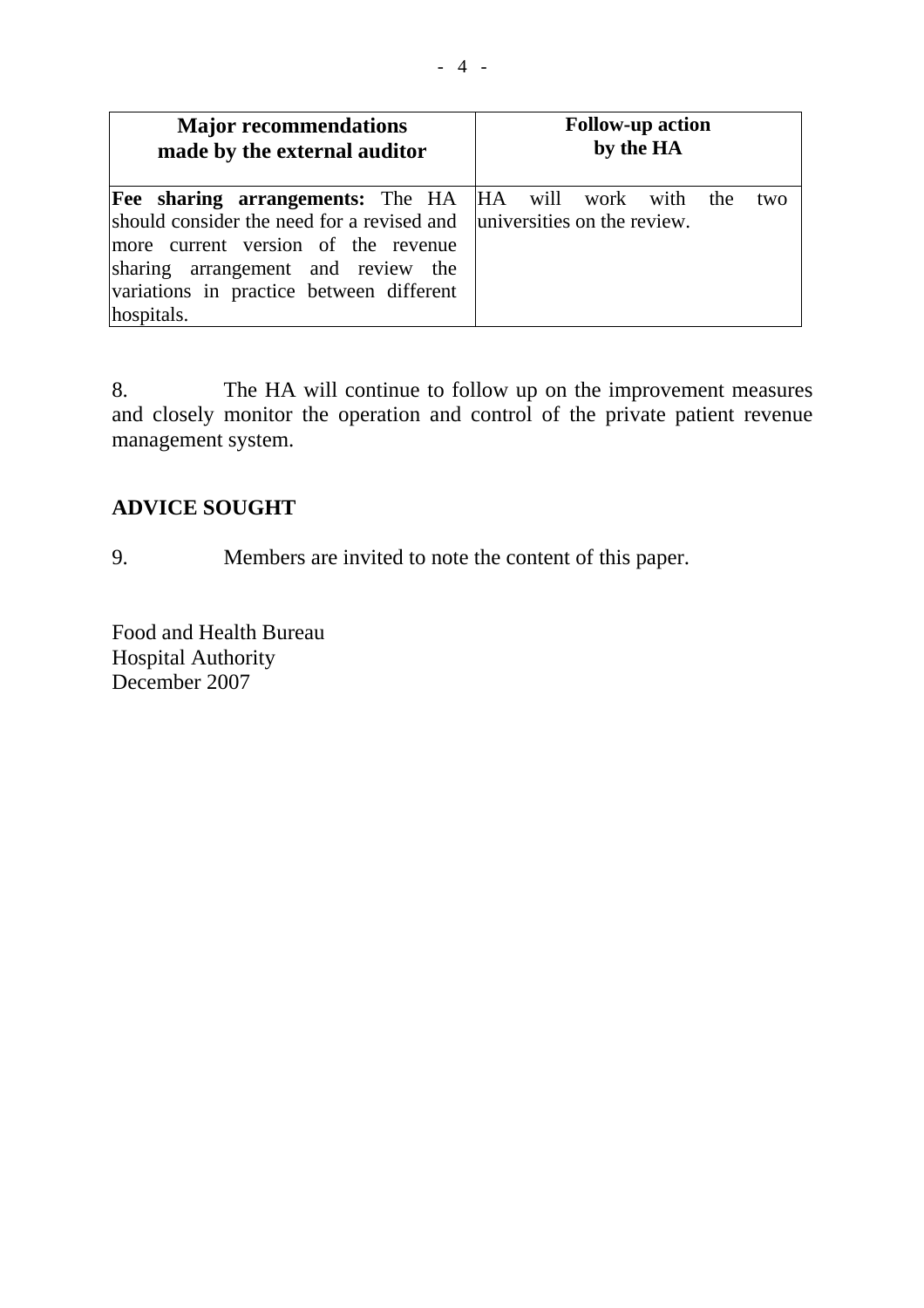| Major recommendations made by the external auditor | Follow-up action by the HA |
|---|---|
| **Fee sharing arrangements:** The HA should consider the need for a revised and more current version of the revenue sharing arrangement and review the variations in practice between different hospitals. | HA will work with the two universities on the review. |

8. The HA will continue to follow up on the improvement measures and closely monitor the operation and control of the private patient revenue management system.

## ADVICE SOUGHT

9. Members are invited to note the content of this paper.

Food and Health Bureau
Hospital Authority
December 2007